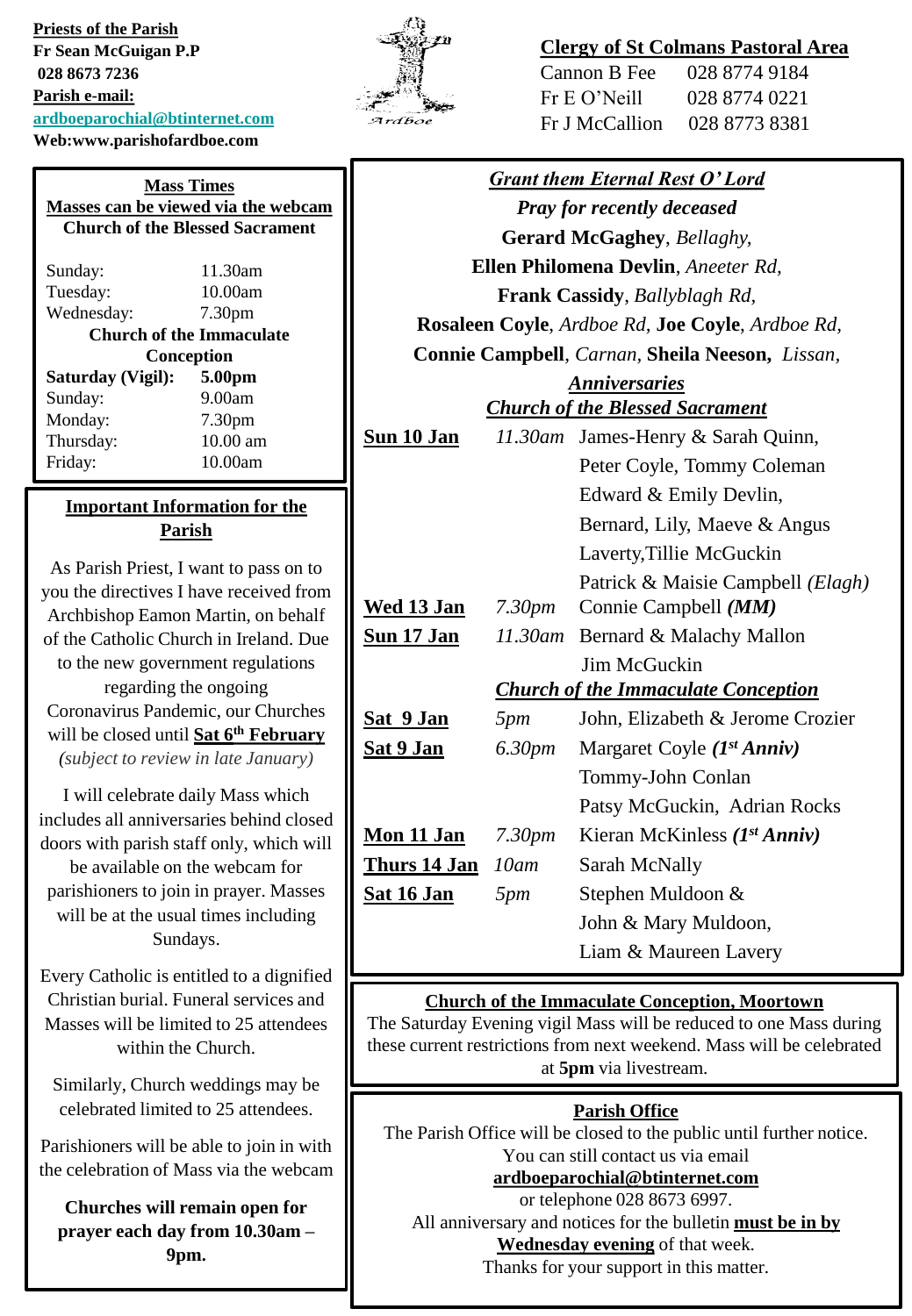**Priests of the Parish**
**Fr Sean McGuigan P.P**
**028 8673 7236**
**Parish e-mail:**
**ardboeparochial@btinternet.com**
**Web:www.parishofardboe.com**

Ardboe

## Clergy of St Colmans Pastoral Area

| | |
|---|---|
| Cannon B Fee | 028 8774 9184 |
| Fr E O'Neill | 028 8774 0221 |
| Fr J McCallion | 028 8773 8381 |

### Mass Times

**Masses can be viewed via the webcam**

**Church of the Blessed Sacrament**

| | |
|---|---|
| Sunday: | 11.30am |
| Tuesday: | 10.00am |
| Wednesday: | 7.30pm |

**Church of the Immaculate Conception**

| | |
|---|---|
| **Saturday (Vigil):** | **5.00pm** |
| Sunday: | 9.00am |
| Monday: | 7.30pm |
| Thursday: | 10.00 am |
| Friday: | 10.00am |

### Important Information for the Parish

As Parish Priest, I want to pass on to you the directives I have received from Archbishop Eamon Martin, on behalf of the Catholic Church in Ireland. Due to the new government regulations regarding the ongoing Coronavirus Pandemic, our Churches will be closed until **Sat 6th February** *(subject to review in late January)*

I will celebrate daily Mass which includes all anniversaries behind closed doors with parish staff only, which will be available on the webcam for parishioners to join in prayer. Masses will be at the usual times including Sundays.

Every Catholic is entitled to a dignified Christian burial. Funeral services and Masses will be limited to 25 attendees within the Church.

Similarly, Church weddings may be celebrated limited to 25 attendees.

Parishioners will be able to join in with the celebration of Mass via the webcam

**Churches will remain open for prayer each day from 10.30am – 9pm.**

### *Grant them Eternal Rest O' Lord*

***Pray for recently deceased***

**Gerard McGaghey**, *Bellaghy,*
**Ellen Philomena Devlin**, *Aneeter Rd,*
**Frank Cassidy**, *Ballyblagh Rd,*
**Rosaleen Coyle**, *Ardboe Rd,* **Joe Coyle**, *Ardboe Rd,*
**Connie Campbell**, *Carnan,* **Sheila Neeson,** *Lissan,*

### *Anniversaries*

***Church of the Blessed Sacrament***

| | | |
|---|---|---|
| **Sun 10 Jan** | *11.30am* | James-Henry & Sarah Quinn, Peter Coyle, Tommy Coleman Edward & Emily Devlin, Bernard, Lily, Maeve & Angus Laverty,Tillie McGuckin Patrick & Maisie Campbell *(Elagh)* |
| **Wed 13 Jan** | *7.30pm* | Connie Campbell ***(MM)*** |
| **Sun 17 Jan** | *11.30am* | Bernard & Malachy Mallon Jim McGuckin |

***Church of the Immaculate Conception***

| | | |
|---|---|---|
| **Sat 9 Jan** | *5pm* | John, Elizabeth & Jerome Crozier |
| **Sat 9 Jan** | *6.30pm* | Margaret Coyle ***(1st Anniv)*** Tommy-John Conlan Patsy McGuckin, Adrian Rocks |
| **Mon 11 Jan** | *7.30pm* | Kieran McKinless ***(1st Anniv)*** |
| **Thurs 14 Jan** | *10am* | Sarah McNally |
| **Sat 16 Jan** | *5pm* | Stephen Muldoon & John & Mary Muldoon, Liam & Maureen Lavery |

### Church of the Immaculate Conception, Moortown

The Saturday Evening vigil Mass will be reduced to one Mass during these current restrictions from next weekend. Mass will be celebrated at **5pm** via livestream.

### Parish Office

The Parish Office will be closed to the public until further notice. You can still contact us via email **ardboeparochial@btinternet.com** or telephone 028 8673 6997. All anniversary and notices for the bulletin **must be in by Wednesday evening** of that week. Thanks for your support in this matter.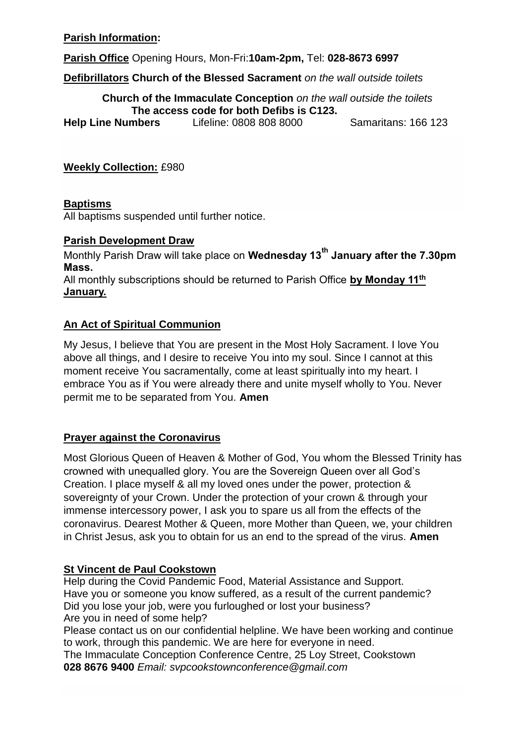**Parish Information:**

**Parish Office** Opening Hours, Mon-Fri:**10am-2pm,** Tel: **028-8673 6997**

**Defibrillators Church of the Blessed Sacrament** *on the wall outside toilets*

**Church of the Immaculate Conception** *on the wall outside the toilets*
**The access code for both Defibs is C123.**

**Help Line Numbers** Lifeline: 0808 808 8000 Samaritans: 166 123

**Weekly Collection:** £980

**Baptisms**

All baptisms suspended until further notice.

**Parish Development Draw**

Monthly Parish Draw will take place on **Wednesday 13th January after the 7.30pm Mass.**

All monthly subscriptions should be returned to Parish Office **by Monday 11th January.**

**An Act of Spiritual Communion**

My Jesus, I believe that You are present in the Most Holy Sacrament. I love You above all things, and I desire to receive You into my soul. Since I cannot at this moment receive You sacramentally, come at least spiritually into my heart. I embrace You as if You were already there and unite myself wholly to You. Never permit me to be separated from You. **Amen**

**Prayer against the Coronavirus**

Most Glorious Queen of Heaven & Mother of God, You whom the Blessed Trinity has crowned with unequalled glory. You are the Sovereign Queen over all God's Creation. I place myself & all my loved ones under the power, protection & sovereignty of your Crown. Under the protection of your crown & through your immense intercessory power, I ask you to spare us all from the effects of the coronavirus. Dearest Mother & Queen, more Mother than Queen, we, your children in Christ Jesus, ask you to obtain for us an end to the spread of the virus. **Amen**

**St Vincent de Paul Cookstown**

Help during the Covid Pandemic Food, Material Assistance and Support.
Have you or someone you know suffered, as a result of the current pandemic?
Did you lose your job, were you furloughed or lost your business?
Are you in need of some help?
Please contact us on our confidential helpline. We have been working and continue to work, through this pandemic. We are here for everyone in need.
The Immaculate Conception Conference Centre, 25 Loy Street, Cookstown
**028 8676 9400** *Email: svpcookstownconference@gmail.com*